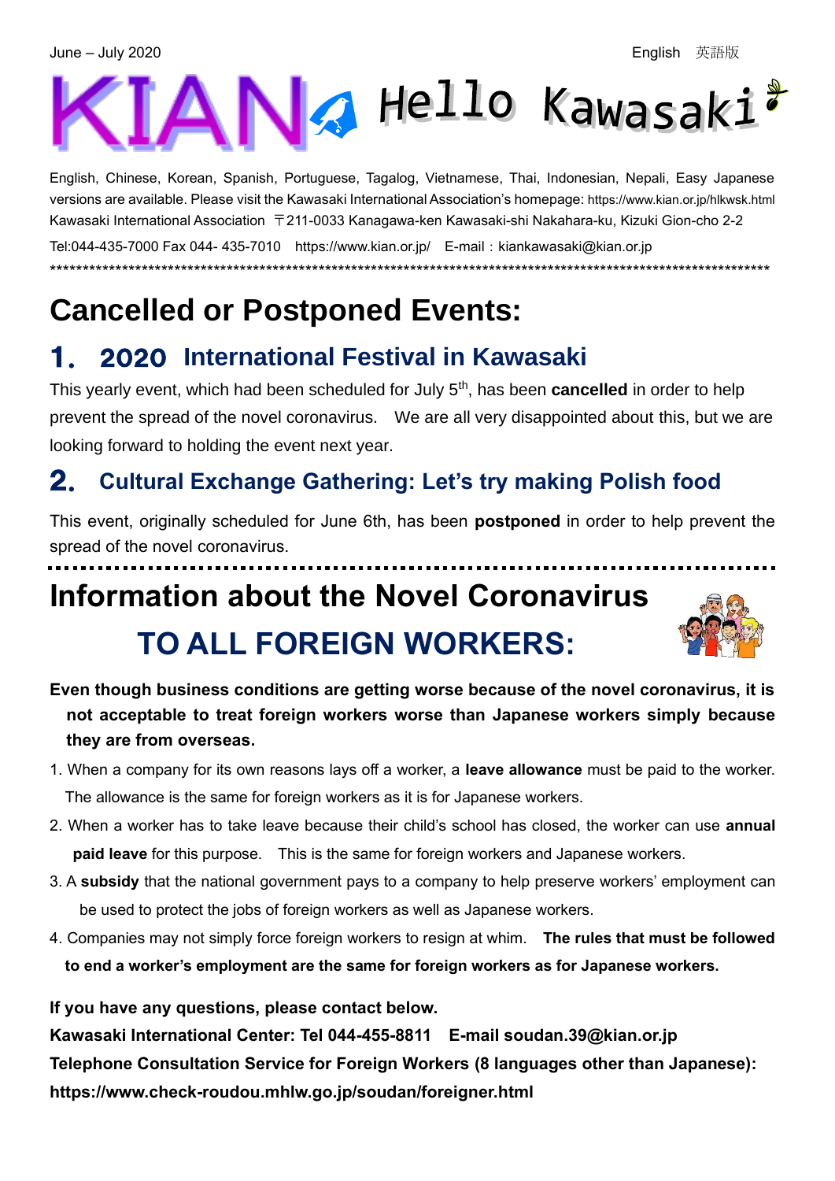June – July 2020　　　　　　　　　　　　　　　　　　　　　　　　　　English　英語版

# KIAN Hello Kawasaki

English, Chinese, Korean, Spanish, Portuguese, Tagalog, Vietnamese, Thai, Indonesian, Nepali, Easy Japanese versions are available. Please visit the Kawasaki International Association's homepage: https://www.kian.or.jp/hlkwsk.html

Kawasaki International Association 〒211-0033 Kanagawa-ken Kawasaki-shi Nakahara-ku, Kizuki Gion-cho 2-2

Tel:044-435-7000 Fax 044- 435-7010　https://www.kian.or.jp/　E-mail：kiankawasaki@kian.or.jp

******************************************************************************************************************

# Cancelled or Postponed Events:

## 1. 2020 International Festival in Kawasaki

This yearly event, which had been scheduled for July 5th, has been **cancelled** in order to help prevent the spread of the novel coronavirus.　We are all very disappointed about this, but we are looking forward to holding the event next year.

## 2. Cultural Exchange Gathering: Let's try making Polish food

This event, originally scheduled for June 6th, has been **postponed** in order to help prevent the spread of the novel coronavirus.

# Information about the Novel Coronavirus

## TO ALL FOREIGN WORKERS:

**Even though business conditions are getting worse because of the novel coronavirus, it is not acceptable to treat foreign workers worse than Japanese workers simply because they are from overseas.**

1. When a company for its own reasons lays off a worker, a **leave allowance** must be paid to the worker. The allowance is the same for foreign workers as it is for Japanese workers.
2. When a worker has to take leave because their child's school has closed, the worker can use **annual paid leave** for this purpose.　This is the same for foreign workers and Japanese workers.
3. A **subsidy** that the national government pays to a company to help preserve workers' employment can be used to protect the jobs of foreign workers as well as Japanese workers.
4. Companies may not simply force foreign workers to resign at whim.　**The rules that must be followed to end a worker's employment are the same for foreign workers as for Japanese workers.**

**If you have any questions, please contact below.**

**Kawasaki International Center: Tel 044-455-8811　E-mail soudan.39@kian.or.jp**

**Telephone Consultation Service for Foreign Workers (8 languages other than Japanese):**

**https://www.check-roudou.mhlw.go.jp/soudan/foreigner.html**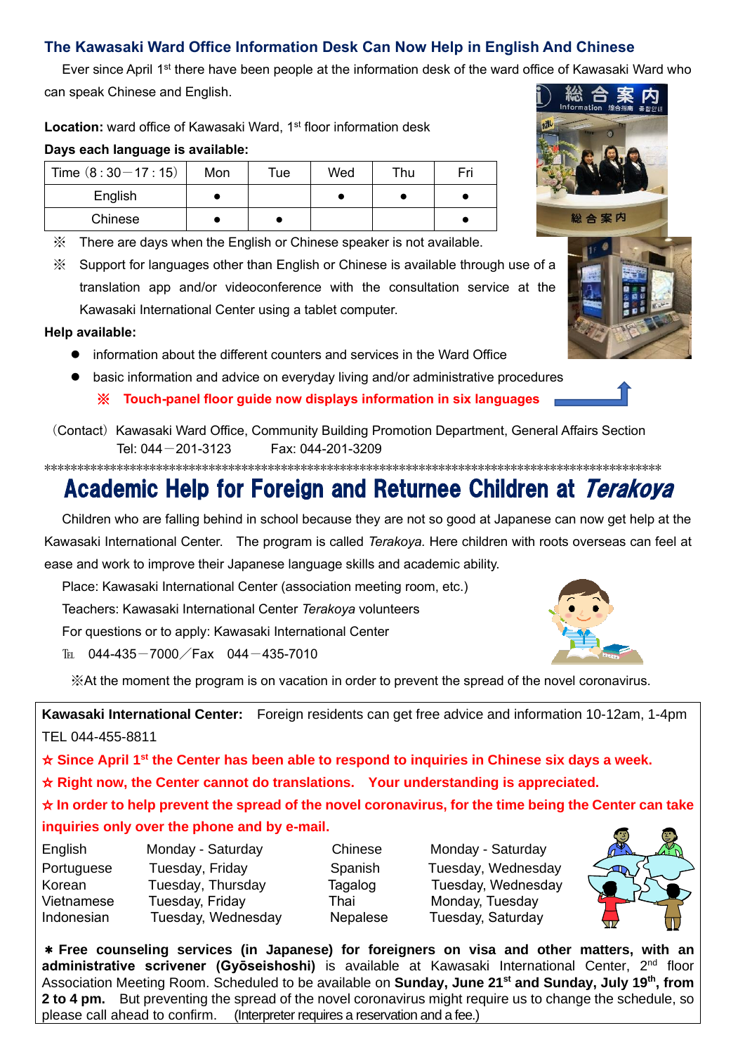## The Kawasaki Ward Office Information Desk Can Now Help in English And Chinese

Ever since April 1st there have been people at the information desk of the ward office of Kawasaki Ward who can speak Chinese and English.

**Location:** ward office of Kawasaki Ward, 1st floor information desk

**Days each language is available:**

| Time（8：30－17：15） | Mon | Tue | Wed | Thu | Fri |
|---|---|---|---|---|---|
| English | ● | | ● | ● | ● |
| Chinese | ● | ● | | | ● |

※ There are days when the English or Chinese speaker is not available.

※ Support for languages other than English or Chinese is available through use of a translation app and/or videoconference with the consultation service at the Kawasaki International Center using a tablet computer.

**Help available:**

- information about the different counters and services in the Ward Office
- basic information and advice on everyday living and/or administrative procedures

**※ Touch-panel floor guide now displays information in six languages**

（Contact）Kawasaki Ward Office, Community Building Promotion Department, General Affairs Section
Tel: 044－201-3123　　Fax: 044-201-3209

*************************************************************************************************

# Academic Help for Foreign and Returnee Children at *Terakoya*

Children who are falling behind in school because they are not so good at Japanese can now get help at the Kawasaki International Center. The program is called *Terakoya.* Here children with roots overseas can feel at ease and work to improve their Japanese language skills and academic ability.

Place: Kawasaki International Center (association meeting room, etc.)

Teachers: Kawasaki International Center *Terakoya* volunteers

For questions or to apply: Kawasaki International Center

℡ 044-435－7000／Fax 044－435-7010

※At the moment the program is on vacation in order to prevent the spread of the novel coronavirus.

**Kawasaki International Center:** Foreign residents can get free advice and information 10-12am, 1-4pm TEL 044-455-8811

**☆ Since April 1st the Center has been able to respond to inquiries in Chinese six days a week.**

**☆ Right now, the Center cannot do translations. Your understanding is appreciated.**

**☆ In order to help prevent the spread of the novel coronavirus, for the time being the Center can take inquiries only over the phone and by e-mail.**

| | | | |
|---|---|---|---|
| English | Monday - Saturday | Chinese | Monday - Saturday |
| Portuguese | Tuesday, Friday | Spanish | Tuesday, Wednesday |
| Korean | Tuesday, Thursday | Tagalog | Tuesday, Wednesday |
| Vietnamese | Tuesday, Friday | Thai | Monday, Tuesday |
| Indonesian | Tuesday, Wednesday | Nepalese | Tuesday, Saturday |

＊ **Free counseling services (in Japanese) for foreigners on visa and other matters, with an administrative scrivener (Gyōseishoshi)** is available at Kawasaki International Center, 2nd floor Association Meeting Room. Scheduled to be available on **Sunday, June 21st and Sunday, July 19th, from 2 to 4 pm.** But preventing the spread of the novel coronavirus might require us to change the schedule, so please call ahead to confirm. (Interpreter requires a reservation and a fee.)